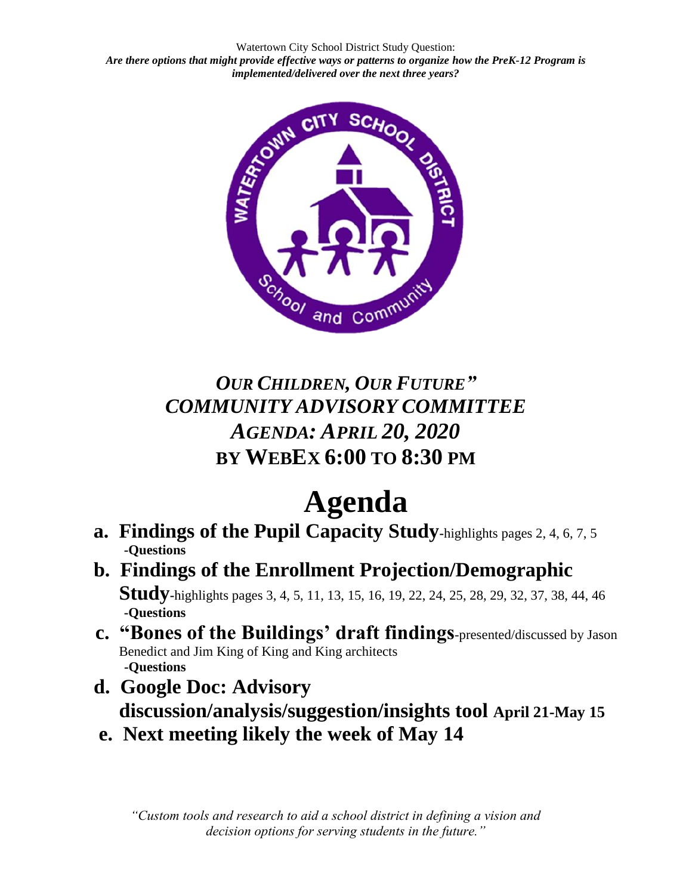Watertown City School District Study Question:
***Are there options that might provide effective ways or patterns to organize how the PreK-12 Program is implemented/delivered over the next three years?***

## *OUR CHILDREN, OUR FUTURE"*
## *COMMUNITY ADVISORY COMMITTEE*
## *AGENDA: APRIL 20, 2020*
## **BY WEBEX 6:00 TO 8:30 PM**

# Agenda

a. **Findings of the Pupil Capacity Study**-highlights pages 2, 4, 6, 7, 5
   **-Questions**

b. **Findings of the Enrollment Projection/Demographic Study**-highlights pages 3, 4, 5, 11, 13, 15, 16, 19, 22, 24, 25, 28, 29, 32, 37, 38, 44, 46
   **-Questions**

c. **"Bones of the Buildings' draft findings**-presented/discussed by Jason Benedict and Jim King of King and King architects
   **-Questions**

d. **Google Doc: Advisory discussion/analysis/suggestion/insights tool April 21-May 15**

e. **Next meeting likely the week of May 14**

*"Custom tools and research to aid a school district in defining a vision and decision options for serving students in the future."*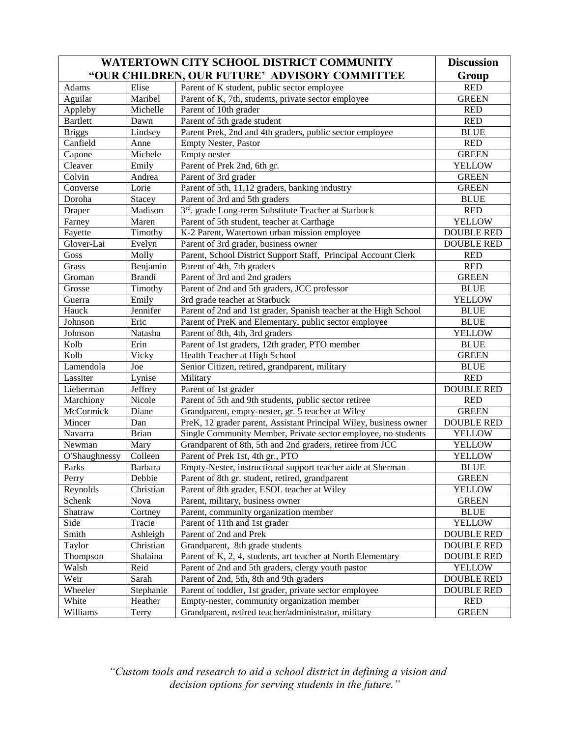| WATERTOWN CITY SCHOOL DISTRICT COMMUNITY "OUR CHILDREN, OUR FUTURE' ADVISORY COMMITTEE | | | Discussion Group |
|---|---|---|---|
| Adams | Elise | Parent of K student, public sector employee | RED |
| Aguilar | Maribel | Parent of K, 7th, students, private sector employee | GREEN |
| Appleby | Michelle | Parent of 10th grader | RED |
| Bartlett | Dawn | Parent of 5th grade student | RED |
| Briggs | Lindsey | Parent Prek, 2nd and 4th graders, public sector employee | BLUE |
| Canfield | Anne | Empty Nester, Pastor | RED |
| Capone | Michele | Empty nester | GREEN |
| Cleaver | Emily | Parent of Prek 2nd, 6th gr. | YELLOW |
| Colvin | Andrea | Parent of 3rd grader | GREEN |
| Converse | Lorie | Parent of 5th, 11,12 graders, banking industry | GREEN |
| Doroha | Stacey | Parent of 3rd and 5th graders | BLUE |
| Draper | Madison | 3rd. grade Long-term Substitute Teacher at Starbuck | RED |
| Farney | Maren | Parent of 5th student, teacher at Carthage | YELLOW |
| Fayette | Timothy | K-2 Parent, Watertown urban mission employee | DOUBLE RED |
| Glover-Lai | Evelyn | Parent of 3rd grader, business owner | DOUBLE RED |
| Goss | Molly | Parent, School District Support Staff, Principal Account Clerk | RED |
| Grass | Benjamin | Parent of 4th, 7th graders | RED |
| Groman | Brandi | Parent of 3rd and 2nd graders | GREEN |
| Grosse | Timothy | Parent of 2nd and 5th graders, JCC professor | BLUE |
| Guerra | Emily | 3rd grade teacher at Starbuck | YELLOW |
| Hauck | Jennifer | Parent of 2nd and 1st grader, Spanish teacher at the High School | BLUE |
| Johnson | Eric | Parent of PreK and Elementary, public sector employee | BLUE |
| Johnson | Natasha | Parent of 8th, 4th, 3rd graders | YELLOW |
| Kolb | Erin | Parent of 1st graders, 12th grader, PTO member | BLUE |
| Kolb | Vicky | Health Teacher at High School | GREEN |
| Lamendola | Joe | Senior Citizen, retired, grandparent, military | BLUE |
| Lassiter | Lynise | Military | RED |
| Lieberman | Jeffrey | Parent of 1st grader | DOUBLE RED |
| Marchiony | Nicole | Parent of 5th and 9th students, public sector retiree | RED |
| McCormick | Diane | Grandparent, empty-nester, gr. 5 teacher at Wiley | GREEN |
| Mincer | Dan | PreK, 12 grader parent, Assistant Principal Wiley, business owner | DOUBLE RED |
| Navarra | Brian | Single Community Member, Private sector employee, no students | YELLOW |
| Newman | Mary | Grandparent of 8th, 5th and 2nd graders, retiree from JCC | YELLOW |
| O'Shaughnessy | Colleen | Parent of Prek 1st, 4th gr., PTO | YELLOW |
| Parks | Barbara | Empty-Nester, instructional support teacher aide at Sherman | BLUE |
| Perry | Debbie | Parent of 8th gr. student, retired, grandparent | GREEN |
| Reynolds | Christian | Parent of 8th grader, ESOL teacher at Wiley | YELLOW |
| Schenk | Nova | Parent, military, business owner | GREEN |
| Shatraw | Cortney | Parent, community organization member | BLUE |
| Side | Tracie | Parent of 11th and 1st grader | YELLOW |
| Smith | Ashleigh | Parent of 2nd and Prek | DOUBLE RED |
| Taylor | Christian | Grandparent, 8th grade students | DOUBLE RED |
| Thompson | Shalaina | Parent of K, 2, 4, students, art teacher at North Elementary | DOUBLE RED |
| Walsh | Reid | Parent of 2nd and 5th graders, clergy youth pastor | YELLOW |
| Weir | Sarah | Parent of 2nd, 5th, 8th and 9th graders | DOUBLE RED |
| Wheeler | Stephanie | Parent of toddler, 1st grader, private sector employee | DOUBLE RED |
| White | Heather | Empty-nester, community organization member | RED |
| Williams | Terry | Grandparent, retired teacher/administrator, military | GREEN |

*"Custom tools and research to aid a school district in defining a vision and decision options for serving students in the future."*